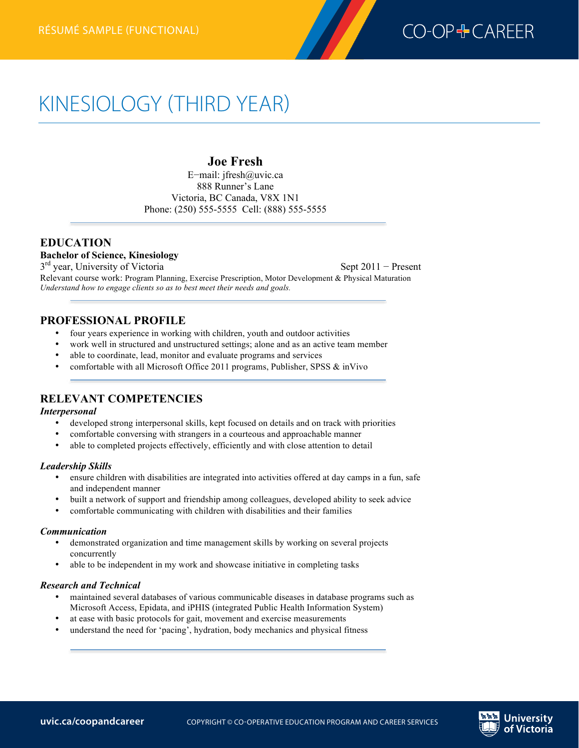RÉSUMÉ SAMPLE (FUNCTIONAL)

# KINESIOLOGY (THIRD YEAR)

**Joe Fresh**
E–mail: jfresh@uvic.ca
888 Runner's Lane
Victoria, BC Canada, V8X 1N1
Phone: (250) 555-5555 Cell: (888) 555-5555

## EDUCATION

**Bachelor of Science, Kinesiology**
3rd year, University of Victoria — Sept 2011 – Present
Relevant course work: Program Planning, Exercise Prescription, Motor Development & Physical Maturation
*Understand how to engage clients so as to best meet their needs and goals.*

## PROFESSIONAL PROFILE

- four years experience in working with children, youth and outdoor activities
- work well in structured and unstructured settings; alone and as an active team member
- able to coordinate, lead, monitor and evaluate programs and services
- comfortable with all Microsoft Office 2011 programs, Publisher, SPSS & inVivo

## RELEVANT COMPETENCIES

***Interpersonal***

- developed strong interpersonal skills, kept focused on details and on track with priorities
- comfortable conversing with strangers in a courteous and approachable manner
- able to completed projects effectively, efficiently and with close attention to detail

***Leadership Skills***

- ensure children with disabilities are integrated into activities offered at day camps in a fun, safe and independent manner
- built a network of support and friendship among colleagues, developed ability to seek advice
- comfortable communicating with children with disabilities and their families

***Communication***

- demonstrated organization and time management skills by working on several projects concurrently
- able to be independent in my work and showcase initiative in completing tasks

***Research and Technical***

- maintained several databases of various communicable diseases in database programs such as Microsoft Access, Epidata, and iPHIS (integrated Public Health Information System)
- at ease with basic protocols for gait, movement and exercise measurements
- understand the need for 'pacing', hydration, body mechanics and physical fitness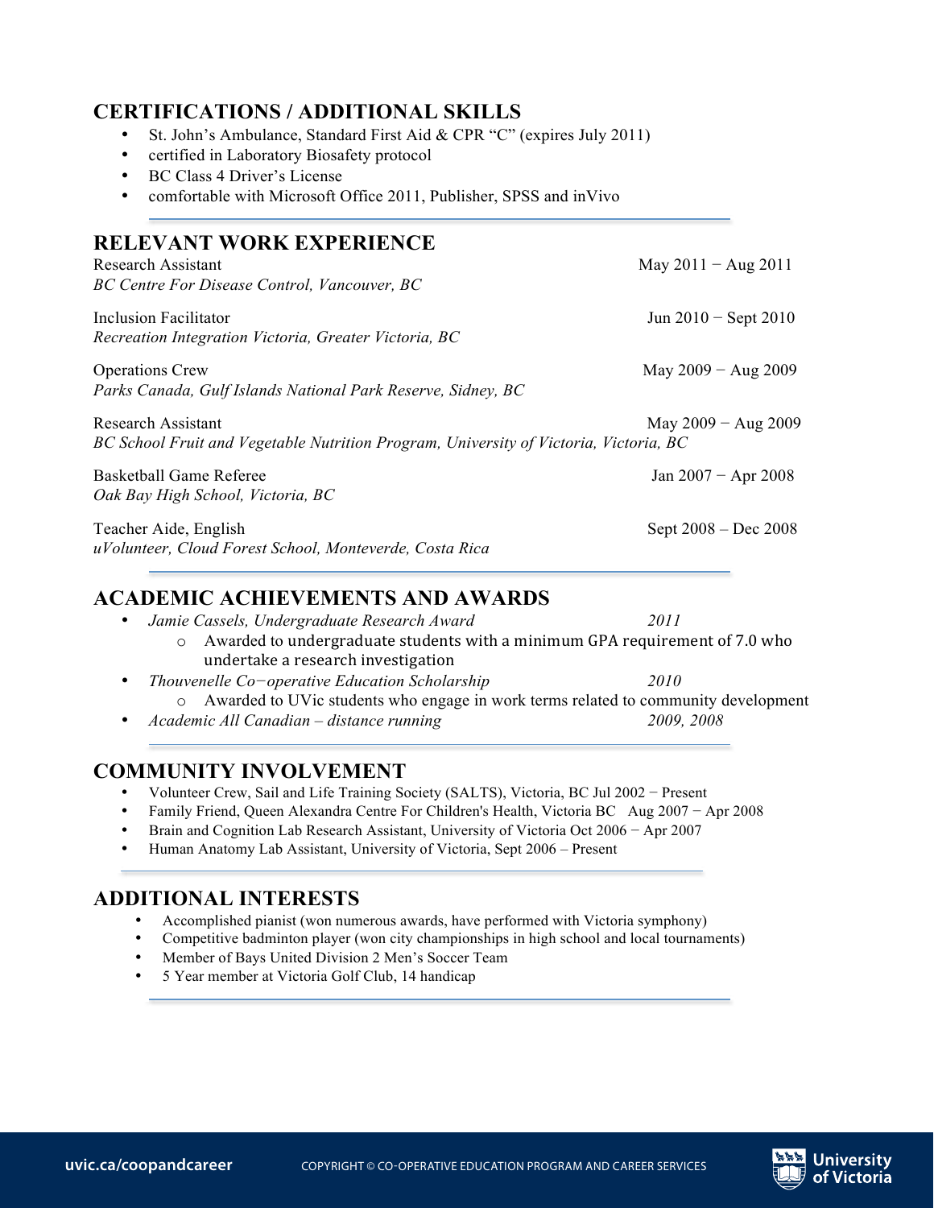## CERTIFICATIONS / ADDITIONAL SKILLS

- St. John's Ambulance, Standard First Aid & CPR "C" (expires July 2011)
- certified in Laboratory Biosafety protocol
- BC Class 4 Driver's License
- comfortable with Microsoft Office 2011, Publisher, SPSS and inVivo

## RELEVANT WORK EXPERIENCE

Research Assistant — May 2011 − Aug 2011
*BC Centre For Disease Control, Vancouver, BC*

Inclusion Facilitator — Jun 2010 − Sept 2010
*Recreation Integration Victoria, Greater Victoria, BC*

Operations Crew — May 2009 − Aug 2009
*Parks Canada, Gulf Islands National Park Reserve, Sidney, BC*

Research Assistant — May 2009 − Aug 2009
*BC School Fruit and Vegetable Nutrition Program, University of Victoria, Victoria, BC*

Basketball Game Referee — Jan 2007 − Apr 2008
*Oak Bay High School, Victoria, BC*

Teacher Aide, English — Sept 2008 – Dec 2008
*uVolunteer, Cloud Forest School, Monteverde, Costa Rica*

## ACADEMIC ACHIEVEMENTS AND AWARDS

- *Jamie Cassels, Undergraduate Research Award* — *2011*
  - Awarded to undergraduate students with a minimum GPA requirement of 7.0 who undertake a research investigation
- *Thouvenelle Co−operative Education Scholarship* — *2010*
  - Awarded to UVic students who engage in work terms related to community development
- *Academic All Canadian – distance running* — *2009, 2008*

## COMMUNITY INVOLVEMENT

- Volunteer Crew, Sail and Life Training Society (SALTS), Victoria, BC Jul 2002 − Present
- Family Friend, Queen Alexandra Centre For Children's Health, Victoria BC Aug 2007 − Apr 2008
- Brain and Cognition Lab Research Assistant, University of Victoria Oct 2006 − Apr 2007
- Human Anatomy Lab Assistant, University of Victoria, Sept 2006 – Present

## ADDITIONAL INTERESTS

- Accomplished pianist (won numerous awards, have performed with Victoria symphony)
- Competitive badminton player (won city championships in high school and local tournaments)
- Member of Bays United Division 2 Men's Soccer Team
- 5 Year member at Victoria Golf Club, 14 handicap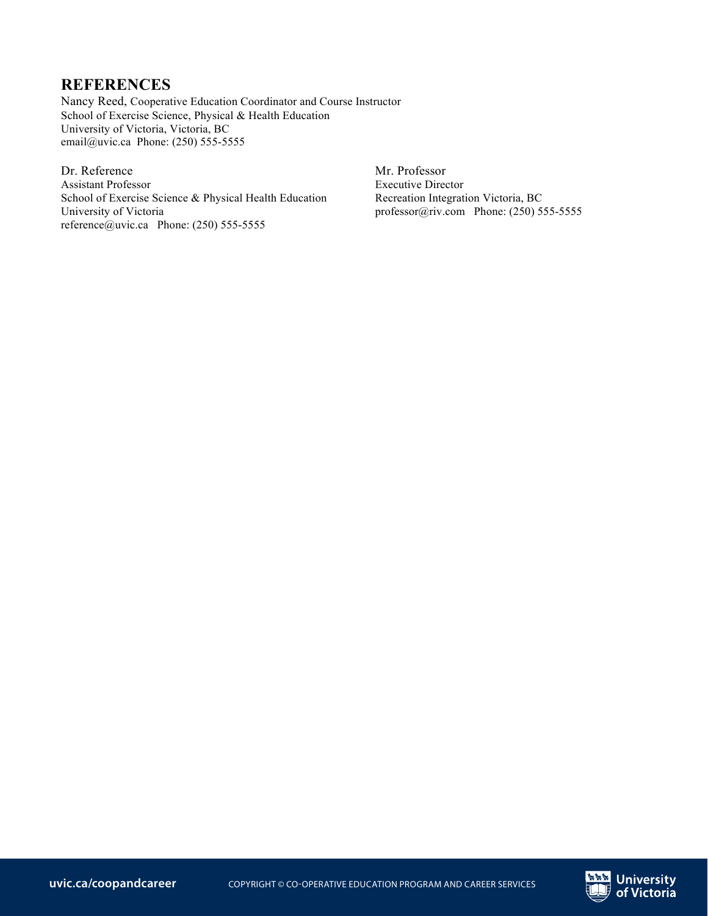## REFERENCES

Nancy Reed, Cooperative Education Coordinator and Course Instructor
School of Exercise Science, Physical & Health Education
University of Victoria, Victoria, BC
email@uvic.ca Phone: (250) 555-5555

Dr. Reference
Assistant Professor
School of Exercise Science & Physical Health Education
University of Victoria
reference@uvic.ca Phone: (250) 555-5555

Mr. Professor
Executive Director
Recreation Integration Victoria, BC
professor@riv.com Phone: (250) 555-5555